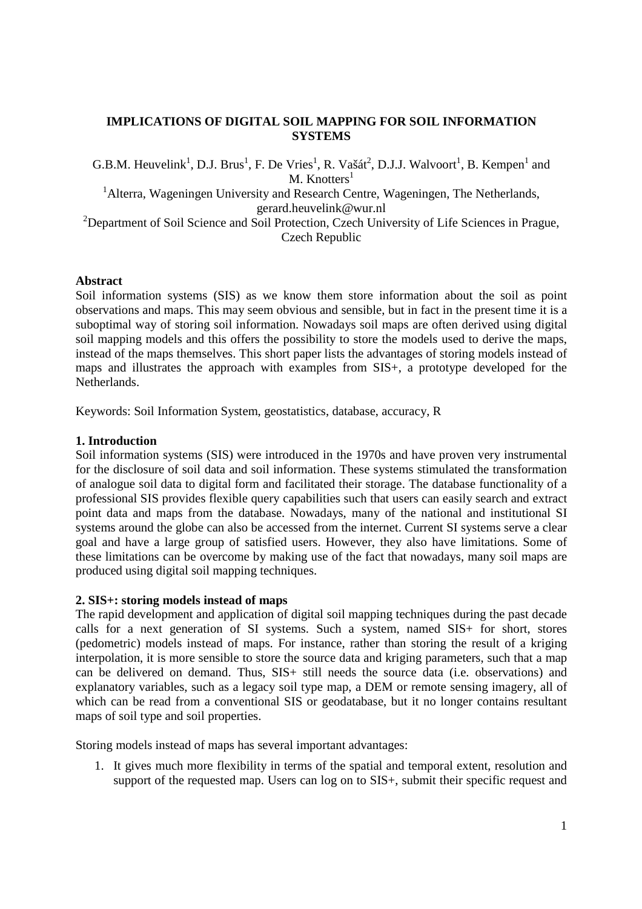# IMPLICATIONS OF DIGITAL SOIL MAPPING FOR SOIL INFORMATION SYSTEMS

G.B.M. Heuvelink[1], D.J. Brus[1], F. De Vries[1], R. Vašát[2], D.J.J. Walvoort[1], B. Kempen[1] and M. Knotters[1]

[1]Alterra, Wageningen University and Research Centre, Wageningen, The Netherlands, gerard.heuvelink@wur.nl

[2]Department of Soil Science and Soil Protection, Czech University of Life Sciences in Prague, Czech Republic

**Abstract**

Soil information systems (SIS) as we know them store information about the soil as point observations and maps. This may seem obvious and sensible, but in fact in the present time it is a suboptimal way of storing soil information. Nowadays soil maps are often derived using digital soil mapping models and this offers the possibility to store the models used to derive the maps, instead of the maps themselves. This short paper lists the advantages of storing models instead of maps and illustrates the approach with examples from SIS+, a prototype developed for the Netherlands.

Keywords: Soil Information System, geostatistics, database, accuracy, R

## 1. Introduction

Soil information systems (SIS) were introduced in the 1970s and have proven very instrumental for the disclosure of soil data and soil information. These systems stimulated the transformation of analogue soil data to digital form and facilitated their storage. The database functionality of a professional SIS provides flexible query capabilities such that users can easily search and extract point data and maps from the database. Nowadays, many of the national and institutional SI systems around the globe can also be accessed from the internet. Current SI systems serve a clear goal and have a large group of satisfied users. However, they also have limitations. Some of these limitations can be overcome by making use of the fact that nowadays, many soil maps are produced using digital soil mapping techniques.

## 2. SIS+: storing models instead of maps

The rapid development and application of digital soil mapping techniques during the past decade calls for a next generation of SI systems. Such a system, named SIS+ for short, stores (pedometric) models instead of maps. For instance, rather than storing the result of a kriging interpolation, it is more sensible to store the source data and kriging parameters, such that a map can be delivered on demand. Thus, SIS+ still needs the source data (i.e. observations) and explanatory variables, such as a legacy soil type map, a DEM or remote sensing imagery, all of which can be read from a conventional SIS or geodatabase, but it no longer contains resultant maps of soil type and soil properties.

Storing models instead of maps has several important advantages:

1. It gives much more flexibility in terms of the spatial and temporal extent, resolution and support of the requested map. Users can log on to SIS+, submit their specific request and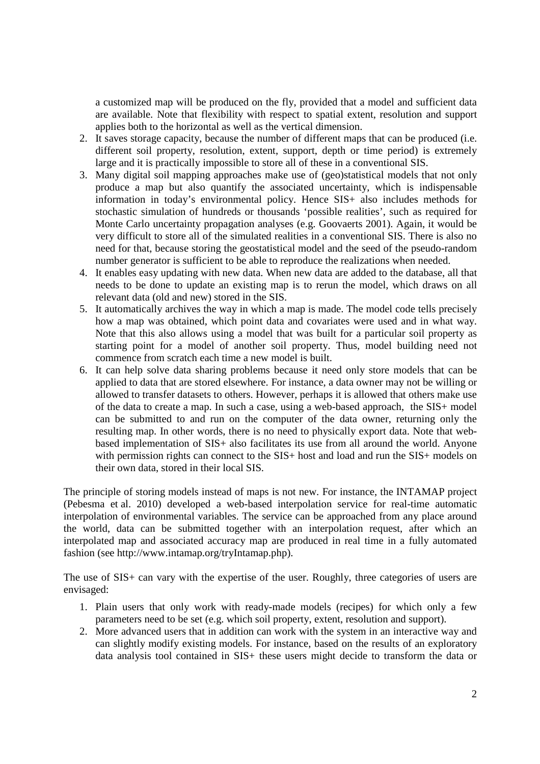a customized map will be produced on the fly, provided that a model and sufficient data are available. Note that flexibility with respect to spatial extent, resolution and support applies both to the horizontal as well as the vertical dimension.

2. It saves storage capacity, because the number of different maps that can be produced (i.e. different soil property, resolution, extent, support, depth or time period) is extremely large and it is practically impossible to store all of these in a conventional SIS.
3. Many digital soil mapping approaches make use of (geo)statistical models that not only produce a map but also quantify the associated uncertainty, which is indispensable information in today's environmental policy. Hence SIS+ also includes methods for stochastic simulation of hundreds or thousands 'possible realities', such as required for Monte Carlo uncertainty propagation analyses (e.g. Goovaerts 2001). Again, it would be very difficult to store all of the simulated realities in a conventional SIS. There is also no need for that, because storing the geostatistical model and the seed of the pseudo-random number generator is sufficient to be able to reproduce the realizations when needed.
4. It enables easy updating with new data. When new data are added to the database, all that needs to be done to update an existing map is to rerun the model, which draws on all relevant data (old and new) stored in the SIS.
5. It automatically archives the way in which a map is made. The model code tells precisely how a map was obtained, which point data and covariates were used and in what way. Note that this also allows using a model that was built for a particular soil property as starting point for a model of another soil property. Thus, model building need not commence from scratch each time a new model is built.
6. It can help solve data sharing problems because it need only store models that can be applied to data that are stored elsewhere. For instance, a data owner may not be willing or allowed to transfer datasets to others. However, perhaps it is allowed that others make use of the data to create a map. In such a case, using a web-based approach, the SIS+ model can be submitted to and run on the computer of the data owner, returning only the resulting map. In other words, there is no need to physically export data. Note that web-based implementation of SIS+ also facilitates its use from all around the world. Anyone with permission rights can connect to the SIS+ host and load and run the SIS+ models on their own data, stored in their local SIS.

The principle of storing models instead of maps is not new. For instance, the INTAMAP project (Pebesma et al. 2010) developed a web-based interpolation service for real-time automatic interpolation of environmental variables. The service can be approached from any place around the world, data can be submitted together with an interpolation request, after which an interpolated map and associated accuracy map are produced in real time in a fully automated fashion (see http://www.intamap.org/tryIntamap.php).

The use of SIS+ can vary with the expertise of the user. Roughly, three categories of users are envisaged:

1. Plain users that only work with ready-made models (recipes) for which only a few parameters need to be set (e.g. which soil property, extent, resolution and support).
2. More advanced users that in addition can work with the system in an interactive way and can slightly modify existing models. For instance, based on the results of an exploratory data analysis tool contained in SIS+ these users might decide to transform the data or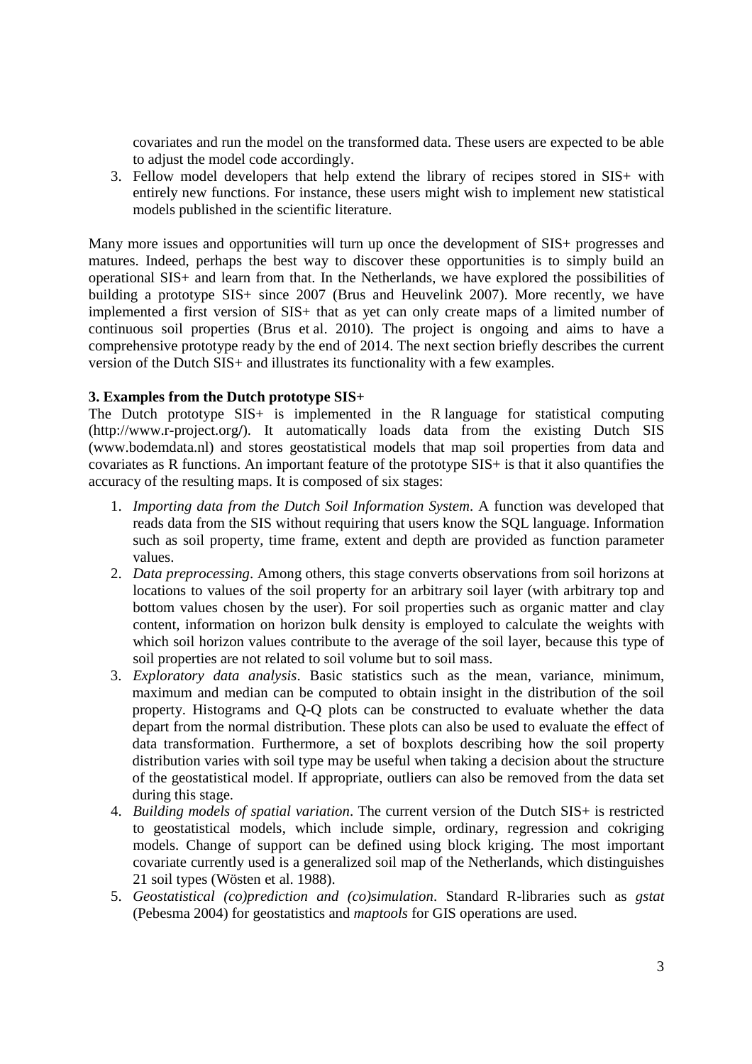covariates and run the model on the transformed data. These users are expected to be able to adjust the model code accordingly.

3. Fellow model developers that help extend the library of recipes stored in SIS+ with entirely new functions. For instance, these users might wish to implement new statistical models published in the scientific literature.

Many more issues and opportunities will turn up once the development of SIS+ progresses and matures. Indeed, perhaps the best way to discover these opportunities is to simply build an operational SIS+ and learn from that. In the Netherlands, we have explored the possibilities of building a prototype SIS+ since 2007 (Brus and Heuvelink 2007). More recently, we have implemented a first version of SIS+ that as yet can only create maps of a limited number of continuous soil properties (Brus et al. 2010). The project is ongoing and aims to have a comprehensive prototype ready by the end of 2014. The next section briefly describes the current version of the Dutch SIS+ and illustrates its functionality with a few examples.

### 3. Examples from the Dutch prototype SIS+

The Dutch prototype SIS+ is implemented in the R language for statistical computing (http://www.r-project.org/). It automatically loads data from the existing Dutch SIS (www.bodemdata.nl) and stores geostatistical models that map soil properties from data and covariates as R functions. An important feature of the prototype SIS+ is that it also quantifies the accuracy of the resulting maps. It is composed of six stages:

1. *Importing data from the Dutch Soil Information System*. A function was developed that reads data from the SIS without requiring that users know the SQL language. Information such as soil property, time frame, extent and depth are provided as function parameter values.
2. *Data preprocessing*. Among others, this stage converts observations from soil horizons at locations to values of the soil property for an arbitrary soil layer (with arbitrary top and bottom values chosen by the user). For soil properties such as organic matter and clay content, information on horizon bulk density is employed to calculate the weights with which soil horizon values contribute to the average of the soil layer, because this type of soil properties are not related to soil volume but to soil mass.
3. *Exploratory data analysis*. Basic statistics such as the mean, variance, minimum, maximum and median can be computed to obtain insight in the distribution of the soil property. Histograms and Q-Q plots can be constructed to evaluate whether the data depart from the normal distribution. These plots can also be used to evaluate the effect of data transformation. Furthermore, a set of boxplots describing how the soil property distribution varies with soil type may be useful when taking a decision about the structure of the geostatistical model. If appropriate, outliers can also be removed from the data set during this stage.
4. *Building models of spatial variation*. The current version of the Dutch SIS+ is restricted to geostatistical models, which include simple, ordinary, regression and cokriging models. Change of support can be defined using block kriging. The most important covariate currently used is a generalized soil map of the Netherlands, which distinguishes 21 soil types (Wösten et al. 1988).
5. *Geostatistical (co)prediction and (co)simulation*. Standard R-libraries such as *gstat* (Pebesma 2004) for geostatistics and *maptools* for GIS operations are used.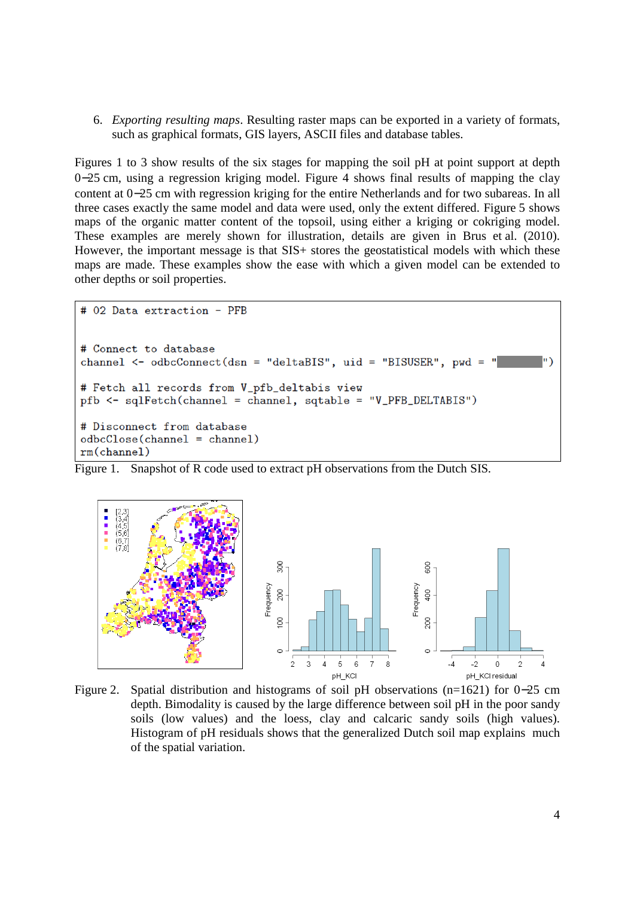6. *Exporting resulting maps*. Resulting raster maps can be exported in a variety of formats, such as graphical formats, GIS layers, ASCII files and database tables.

Figures 1 to 3 show results of the six stages for mapping the soil pH at point support at depth 0−25 cm, using a regression kriging model. Figure 4 shows final results of mapping the clay content at 0−25 cm with regression kriging for the entire Netherlands and for two subareas. In all three cases exactly the same model and data were used, only the extent differed. Figure 5 shows maps of the organic matter content of the topsoil, using either a kriging or cokriging model. These examples are merely shown for illustration, details are given in Brus et al. (2010). However, the important message is that SIS+ stores the geostatistical models with which these maps are made. These examples show the ease with which a given model can be extended to other depths or soil properties.

```
# 02 Data extraction - PFB


# Connect to database
channel <- odbcConnect(dsn = "deltaBIS", uid = "BISUSER", pwd = "        ")

# Fetch all records from V_pfb_deltabis view
pfb <- sqlFetch(channel = channel, sqtable = "V_PFB_DELTABIS")

# Disconnect from database
odbcClose(channel = channel)
rm(channel)
```

Figure 1. Snapshot of R code used to extract pH observations from the Dutch SIS.

Figure 2. Spatial distribution and histograms of soil pH observations (n=1621) for 0−25 cm depth. Bimodality is caused by the large difference between soil pH in the poor sandy soils (low values) and the loess, clay and calcaric sandy soils (high values). Histogram of pH residuals shows that the generalized Dutch soil map explains much of the spatial variation.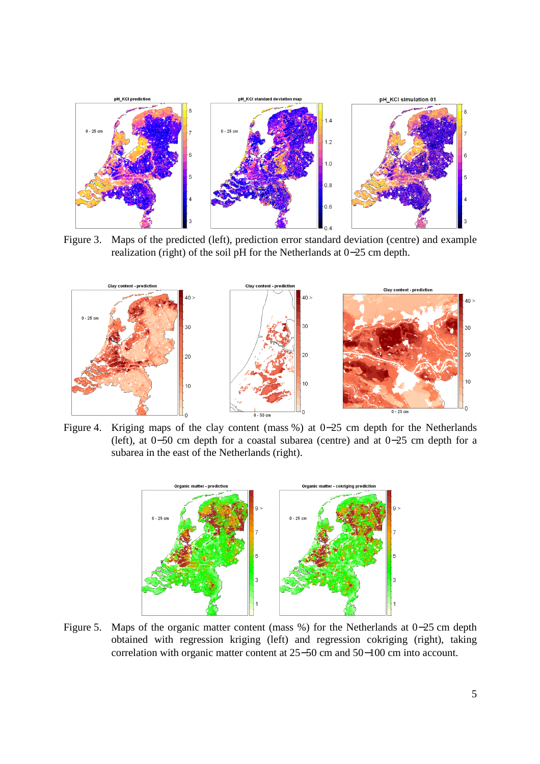Figure 3. Maps of the predicted (left), prediction error standard deviation (centre) and example realization (right) of the soil pH for the Netherlands at 0−25 cm depth.

Figure 4. Kriging maps of the clay content (mass %) at 0−25 cm depth for the Netherlands (left), at 0−50 cm depth for a coastal subarea (centre) and at 0−25 cm depth for a subarea in the east of the Netherlands (right).

Figure 5. Maps of the organic matter content (mass %) for the Netherlands at 0−25 cm depth obtained with regression kriging (left) and regression cokriging (right), taking correlation with organic matter content at 25−50 cm and 50−100 cm into account.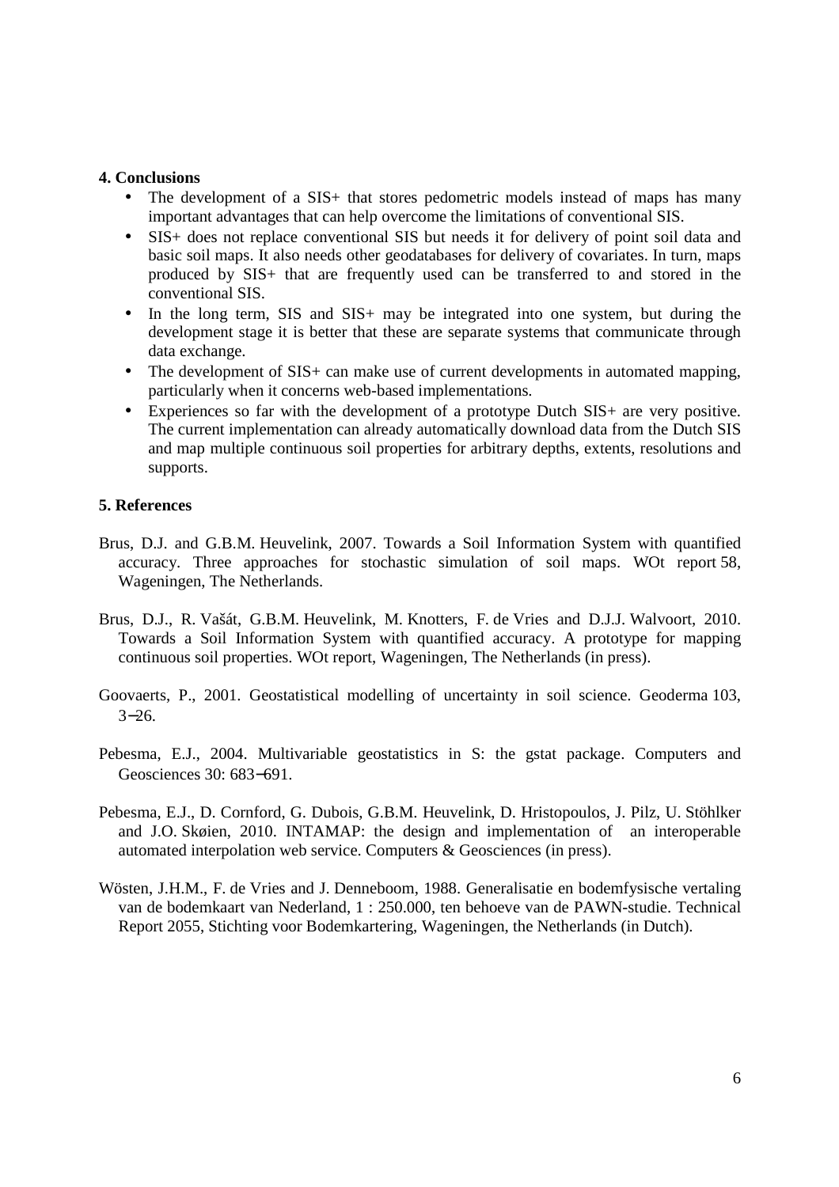## 4. Conclusions

- The development of a SIS+ that stores pedometric models instead of maps has many important advantages that can help overcome the limitations of conventional SIS.
- SIS+ does not replace conventional SIS but needs it for delivery of point soil data and basic soil maps. It also needs other geodatabases for delivery of covariates. In turn, maps produced by SIS+ that are frequently used can be transferred to and stored in the conventional SIS.
- In the long term, SIS and SIS+ may be integrated into one system, but during the development stage it is better that these are separate systems that communicate through data exchange.
- The development of SIS+ can make use of current developments in automated mapping, particularly when it concerns web-based implementations.
- Experiences so far with the development of a prototype Dutch SIS+ are very positive. The current implementation can already automatically download data from the Dutch SIS and map multiple continuous soil properties for arbitrary depths, extents, resolutions and supports.

## 5. References

Brus, D.J. and G.B.M. Heuvelink, 2007. Towards a Soil Information System with quantified accuracy. Three approaches for stochastic simulation of soil maps. WOt report 58, Wageningen, The Netherlands.

Brus, D.J., R. Vašát, G.B.M. Heuvelink, M. Knotters, F. de Vries and D.J.J. Walvoort, 2010. Towards a Soil Information System with quantified accuracy. A prototype for mapping continuous soil properties. WOt report, Wageningen, The Netherlands (in press).

Goovaerts, P., 2001. Geostatistical modelling of uncertainty in soil science. Geoderma 103, 3−26.

Pebesma, E.J., 2004. Multivariable geostatistics in S: the gstat package. Computers and Geosciences 30: 683−691.

Pebesma, E.J., D. Cornford, G. Dubois, G.B.M. Heuvelink, D. Hristopoulos, J. Pilz, U. Stöhlker and J.O. Skøien, 2010. INTAMAP: the design and implementation of an interoperable automated interpolation web service. Computers & Geosciences (in press).

Wösten, J.H.M., F. de Vries and J. Denneboom, 1988. Generalisatie en bodemfysische vertaling van de bodemkaart van Nederland, 1 : 250.000, ten behoeve van de PAWN-studie. Technical Report 2055, Stichting voor Bodemkartering, Wageningen, the Netherlands (in Dutch).